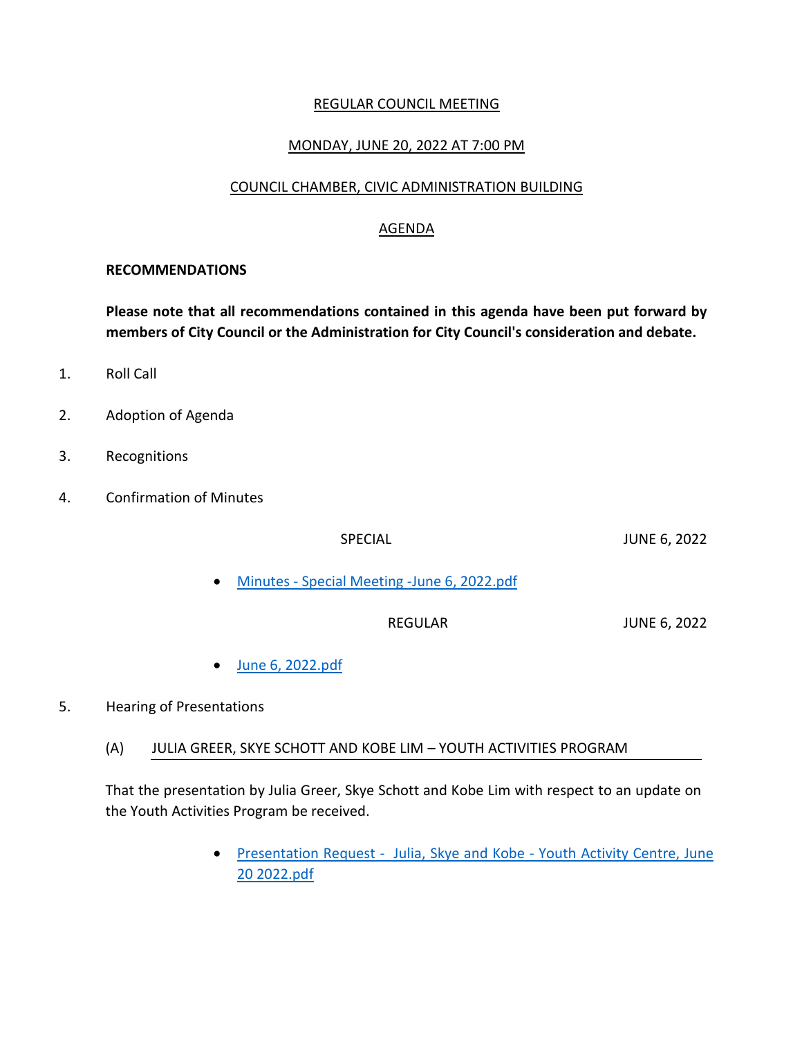# REGULAR COUNCIL MEETING

## MONDAY, JUNE 20, 2022 AT 7:00 PM

## COUNCIL CHAMBER, CIVIC ADMINISTRATION BUILDING

## AGENDA

**RECOMMENDATIONS**

**Please note that all recommendations contained in this agenda have been put forward by members of City Council or the Administration for City Council's consideration and debate.**

1. Roll Call

2. Adoption of Agenda

3. Recognitions

4. Confirmation of Minutes

SPECIAL JUNE 6, 2022

- Minutes - Special Meeting -June 6, 2022.pdf

REGULAR JUNE 6, 2022

- June 6, 2022.pdf

5. Hearing of Presentations

(A) JULIA GREER, SKYE SCHOTT AND KOBE LIM – YOUTH ACTIVITIES PROGRAM

That the presentation by Julia Greer, Skye Schott and Kobe Lim with respect to an update on the Youth Activities Program be received.

- Presentation Request - Julia, Skye and Kobe - Youth Activity Centre, June 20 2022.pdf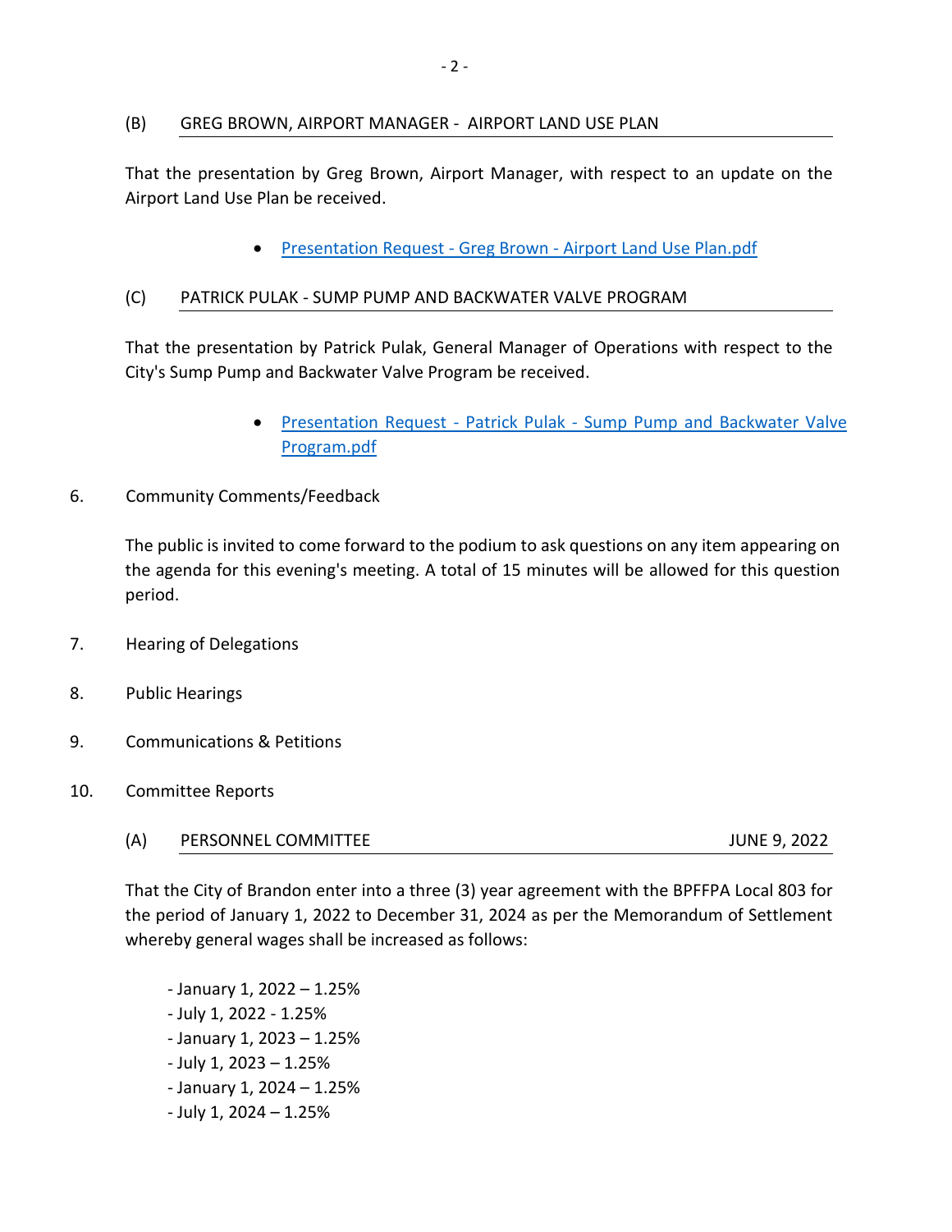### (B) GREG BROWN, AIRPORT MANAGER - AIRPORT LAND USE PLAN

That the presentation by Greg Brown, Airport Manager, with respect to an update on the Airport Land Use Plan be received.

- Presentation Request - Greg Brown - Airport Land Use Plan.pdf

### (C) PATRICK PULAK - SUMP PUMP AND BACKWATER VALVE PROGRAM

That the presentation by Patrick Pulak, General Manager of Operations with respect to the City's Sump Pump and Backwater Valve Program be received.

- Presentation Request - Patrick Pulak - Sump Pump and Backwater Valve Program.pdf

6. Community Comments/Feedback

The public is invited to come forward to the podium to ask questions on any item appearing on the agenda for this evening's meeting. A total of 15 minutes will be allowed for this question period.

7. Hearing of Delegations

8. Public Hearings

9. Communications & Petitions

10. Committee Reports

### (A) PERSONNEL COMMITTEE — JUNE 9, 2022

That the City of Brandon enter into a three (3) year agreement with the BPFFPA Local 803 for the period of January 1, 2022 to December 31, 2024 as per the Memorandum of Settlement whereby general wages shall be increased as follows:

- January 1, 2022 – 1.25%
- July 1, 2022 - 1.25%
- January 1, 2023 – 1.25%
- July 1, 2023 – 1.25%
- January 1, 2024 – 1.25%
- July 1, 2024 – 1.25%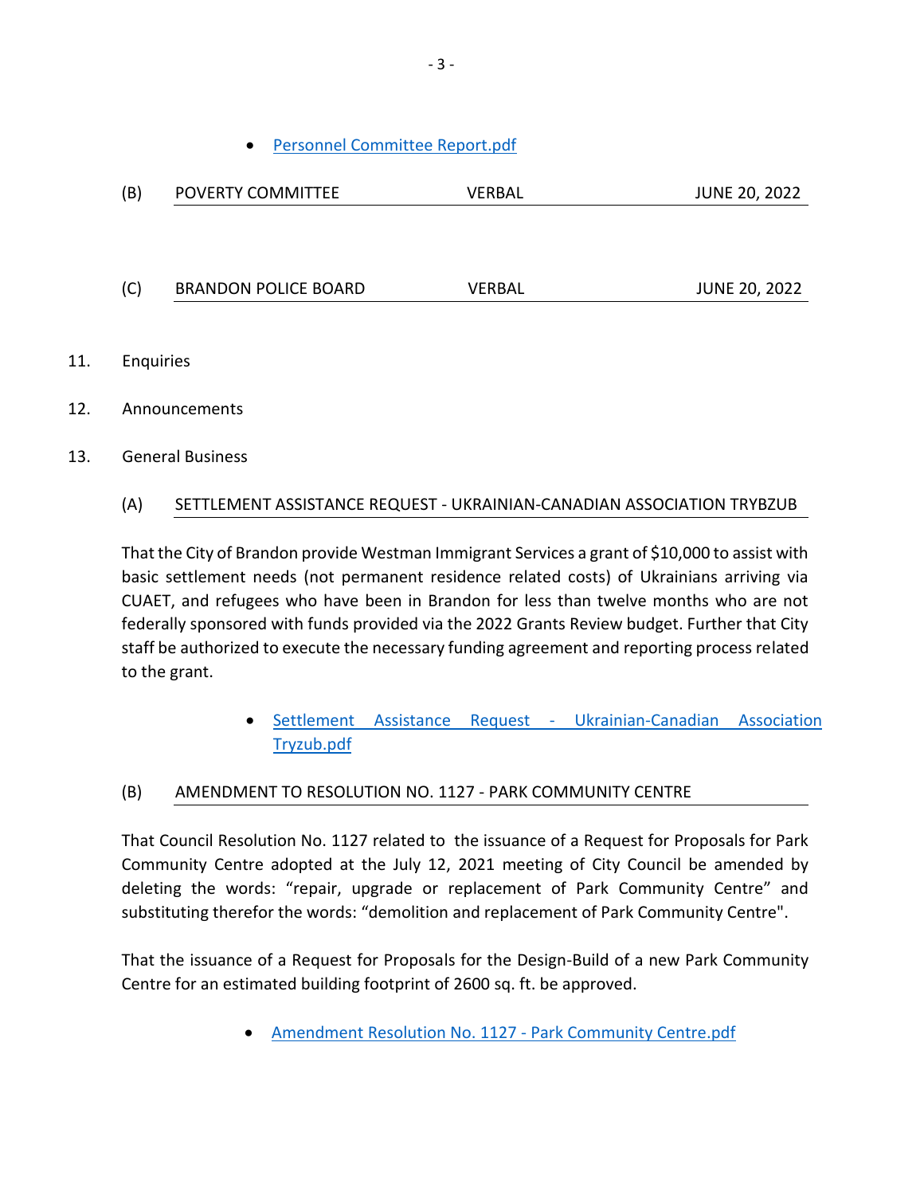- Personnel Committee Report.pdf

| (B) | POVERTY COMMITTEE | VERBAL | JUNE 20, 2022 |
|---|---|---|---|

| (C) | BRANDON POLICE BOARD | VERBAL | JUNE 20, 2022 |
|---|---|---|---|

11. Enquiries

12. Announcements

13. General Business

(A) SETTLEMENT ASSISTANCE REQUEST - UKRAINIAN-CANADIAN ASSOCIATION TRYBZUB

That the City of Brandon provide Westman Immigrant Services a grant of $10,000 to assist with basic settlement needs (not permanent residence related costs) of Ukrainians arriving via CUAET, and refugees who have been in Brandon for less than twelve months who are not federally sponsored with funds provided via the 2022 Grants Review budget. Further that City staff be authorized to execute the necessary funding agreement and reporting process related to the grant.

- Settlement Assistance Request - Ukrainian-Canadian Association Tryzub.pdf

(B) AMENDMENT TO RESOLUTION NO. 1127 - PARK COMMUNITY CENTRE

That Council Resolution No. 1127 related to the issuance of a Request for Proposals for Park Community Centre adopted at the July 12, 2021 meeting of City Council be amended by deleting the words: "repair, upgrade or replacement of Park Community Centre" and substituting therefor the words: "demolition and replacement of Park Community Centre".

That the issuance of a Request for Proposals for the Design-Build of a new Park Community Centre for an estimated building footprint of 2600 sq. ft. be approved.

- Amendment Resolution No. 1127 - Park Community Centre.pdf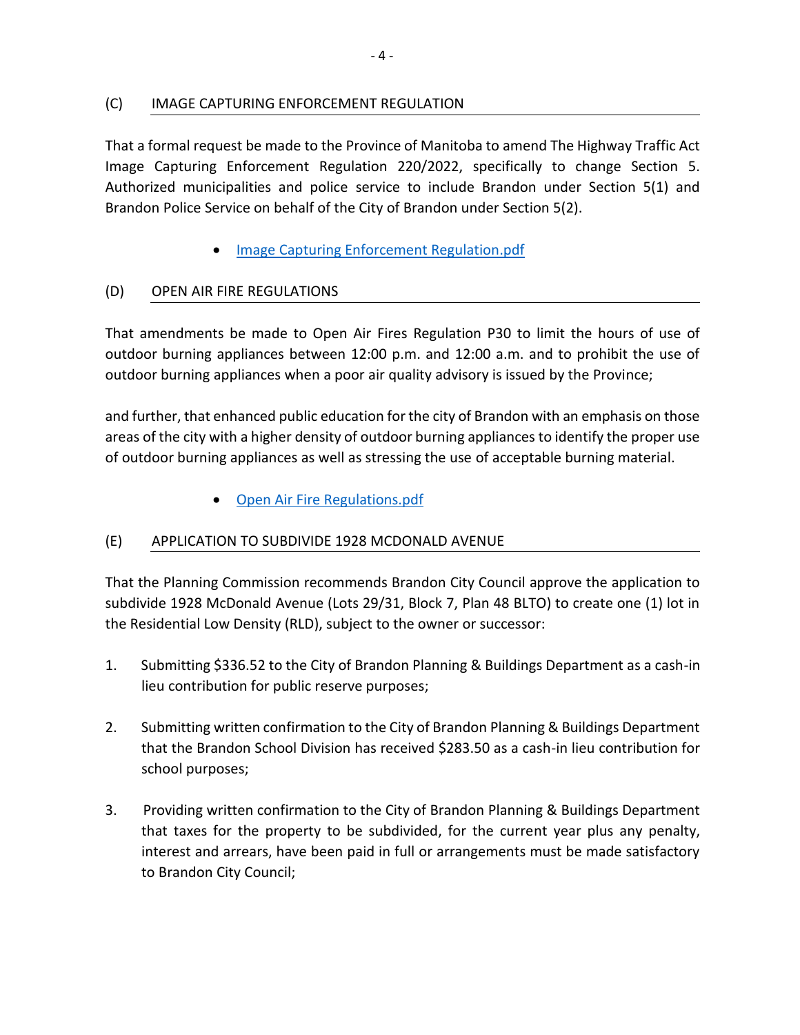## (C) IMAGE CAPTURING ENFORCEMENT REGULATION

That a formal request be made to the Province of Manitoba to amend The Highway Traffic Act Image Capturing Enforcement Regulation 220/2022, specifically to change Section 5. Authorized municipalities and police service to include Brandon under Section 5(1) and Brandon Police Service on behalf of the City of Brandon under Section 5(2).

- Image Capturing Enforcement Regulation.pdf

## (D) OPEN AIR FIRE REGULATIONS

That amendments be made to Open Air Fires Regulation P30 to limit the hours of use of outdoor burning appliances between 12:00 p.m. and 12:00 a.m. and to prohibit the use of outdoor burning appliances when a poor air quality advisory is issued by the Province;

and further, that enhanced public education for the city of Brandon with an emphasis on those areas of the city with a higher density of outdoor burning appliances to identify the proper use of outdoor burning appliances as well as stressing the use of acceptable burning material.

- Open Air Fire Regulations.pdf

## (E) APPLICATION TO SUBDIVIDE 1928 MCDONALD AVENUE

That the Planning Commission recommends Brandon City Council approve the application to subdivide 1928 McDonald Avenue (Lots 29/31, Block 7, Plan 48 BLTO) to create one (1) lot in the Residential Low Density (RLD), subject to the owner or successor:

1. Submitting $336.52 to the City of Brandon Planning & Buildings Department as a cash-in lieu contribution for public reserve purposes;

2. Submitting written confirmation to the City of Brandon Planning & Buildings Department that the Brandon School Division has received $283.50 as a cash-in lieu contribution for school purposes;

3. Providing written confirmation to the City of Brandon Planning & Buildings Department that taxes for the property to be subdivided, for the current year plus any penalty, interest and arrears, have been paid in full or arrangements must be made satisfactory to Brandon City Council;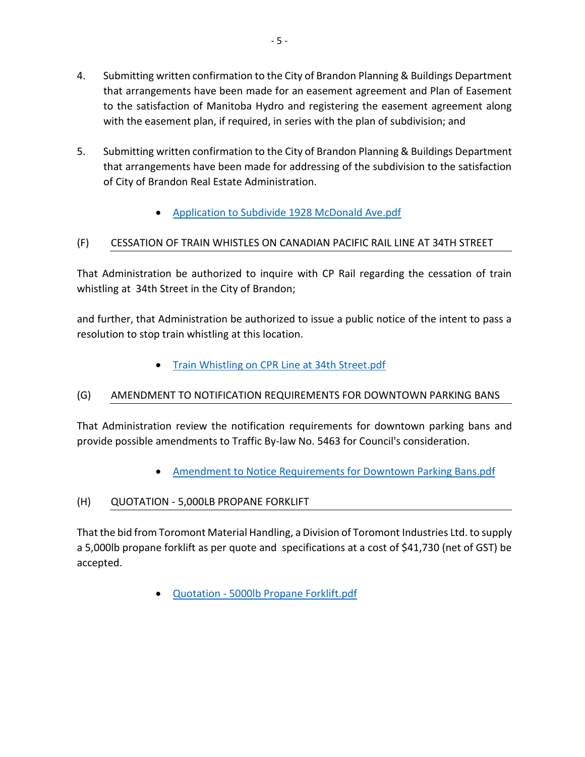4. Submitting written confirmation to the City of Brandon Planning & Buildings Department that arrangements have been made for an easement agreement and Plan of Easement to the satisfaction of Manitoba Hydro and registering the easement agreement along with the easement plan, if required, in series with the plan of subdivision; and

5. Submitting written confirmation to the City of Brandon Planning & Buildings Department that arrangements have been made for addressing of the subdivision to the satisfaction of City of Brandon Real Estate Administration.

- Application to Subdivide 1928 McDonald Ave.pdf

### (F) CESSATION OF TRAIN WHISTLES ON CANADIAN PACIFIC RAIL LINE AT 34TH STREET

That Administration be authorized to inquire with CP Rail regarding the cessation of train whistling at 34th Street in the City of Brandon;

and further, that Administration be authorized to issue a public notice of the intent to pass a resolution to stop train whistling at this location.

- Train Whistling on CPR Line at 34th Street.pdf

### (G) AMENDMENT TO NOTIFICATION REQUIREMENTS FOR DOWNTOWN PARKING BANS

That Administration review the notification requirements for downtown parking bans and provide possible amendments to Traffic By-law No. 5463 for Council's consideration.

- Amendment to Notice Requirements for Downtown Parking Bans.pdf

### (H) QUOTATION - 5,000LB PROPANE FORKLIFT

That the bid from Toromont Material Handling, a Division of Toromont Industries Ltd. to supply a 5,000lb propane forklift as per quote and specifications at a cost of $41,730 (net of GST) be accepted.

- Quotation - 5000lb Propane Forklift.pdf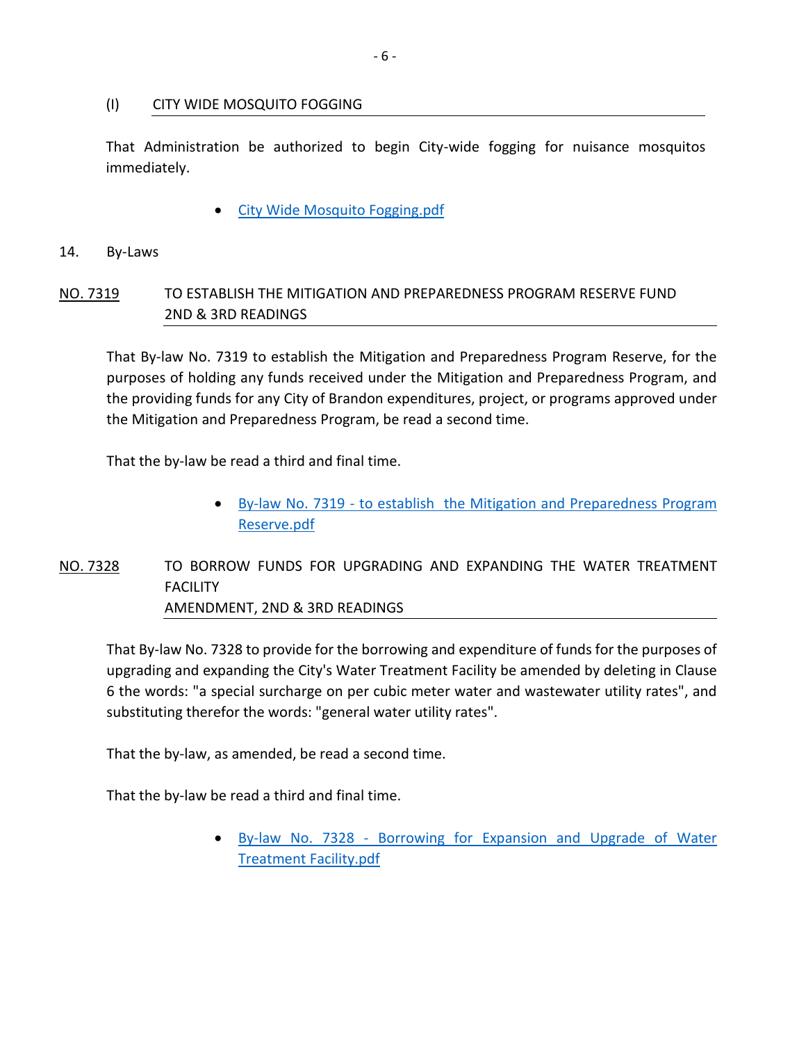(I) CITY WIDE MOSQUITO FOGGING

That Administration be authorized to begin City-wide fogging for nuisance mosquitos immediately.

- City Wide Mosquito Fogging.pdf

14. By-Laws

NO. 7319 TO ESTABLISH THE MITIGATION AND PREPAREDNESS PROGRAM RESERVE FUND 2ND & 3RD READINGS

That By-law No. 7319 to establish the Mitigation and Preparedness Program Reserve, for the purposes of holding any funds received under the Mitigation and Preparedness Program, and the providing funds for any City of Brandon expenditures, project, or programs approved under the Mitigation and Preparedness Program, be read a second time.

That the by-law be read a third and final time.

- By-law No. 7319 - to establish the Mitigation and Preparedness Program Reserve.pdf

NO. 7328 TO BORROW FUNDS FOR UPGRADING AND EXPANDING THE WATER TREATMENT FACILITY AMENDMENT, 2ND & 3RD READINGS

That By-law No. 7328 to provide for the borrowing and expenditure of funds for the purposes of upgrading and expanding the City's Water Treatment Facility be amended by deleting in Clause 6 the words: "a special surcharge on per cubic meter water and wastewater utility rates", and substituting therefor the words: "general water utility rates".

That the by-law, as amended, be read a second time.

That the by-law be read a third and final time.

- By-law No. 7328 - Borrowing for Expansion and Upgrade of Water Treatment Facility.pdf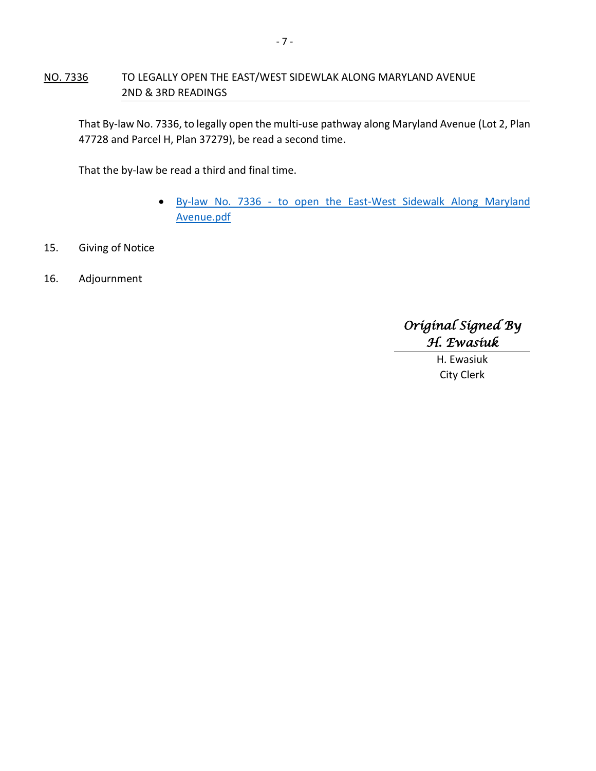NO. 7336 TO LEGALLY OPEN THE EAST/WEST SIDEWLAK ALONG MARYLAND AVENUE
2ND & 3RD READINGS

That By-law No. 7336, to legally open the multi-use pathway along Maryland Avenue (Lot 2, Plan 47728 and Parcel H, Plan 37279), be read a second time.

That the by-law be read a third and final time.

- By-law No. 7336 - to open the East-West Sidewalk Along Maryland Avenue.pdf

15. Giving of Notice

16. Adjournment

*Original Signed By*
*H. Ewasiuk*

H. Ewasiuk
City Clerk